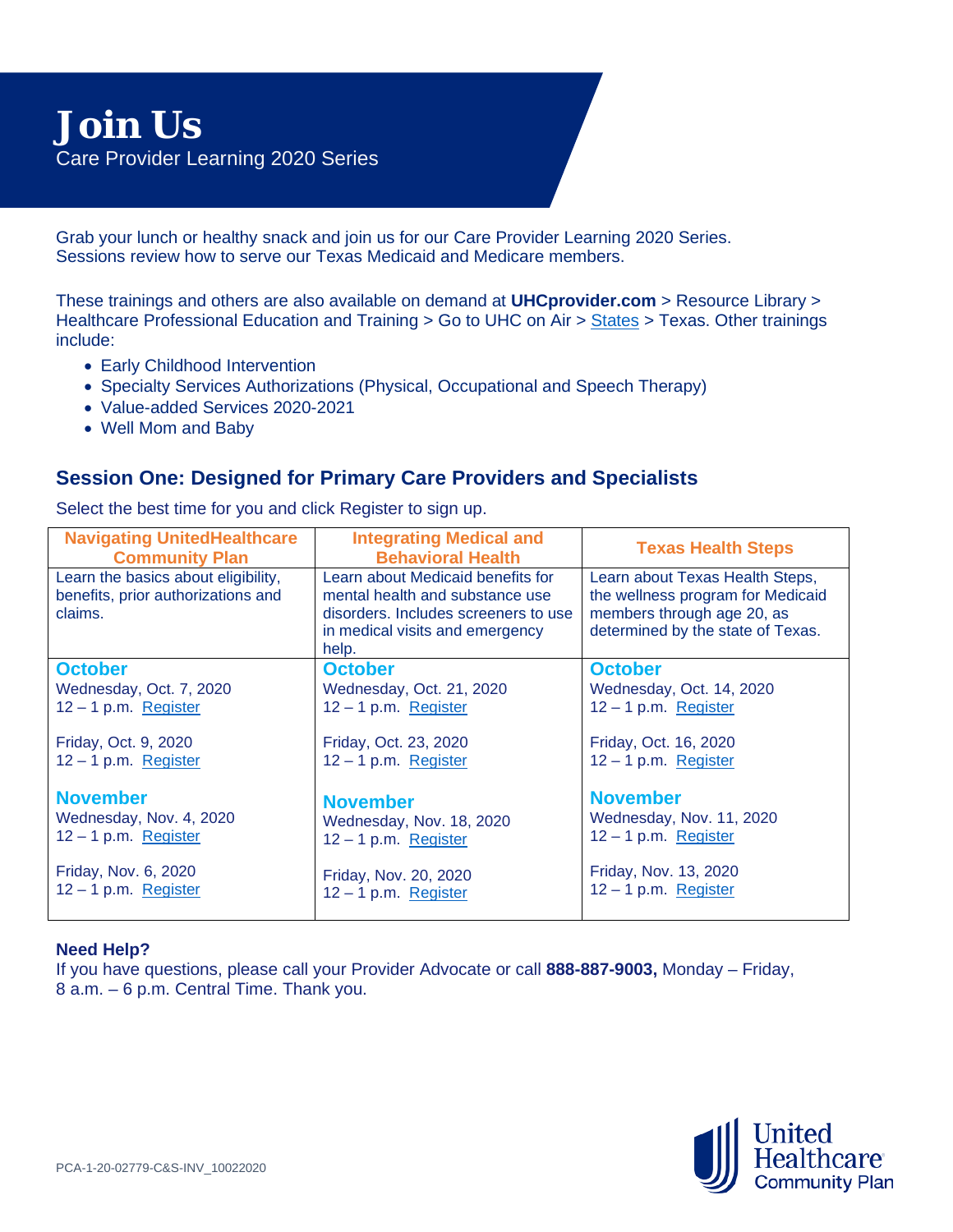# Join Us

Care Provider Learning 2020 Series

Grab your lunch or healthy snack and join us for our Care Provider Learning 2020 Series. Sessions review how to serve our Texas Medicaid and Medicare members.

These trainings and others are also available on demand at **UHCprovider.com** > Resource Library > Healthcare Professional Education and Training > Go to UHC on Air > States > Texas. Other trainings include:

- Early Childhood Intervention
- Specialty Services Authorizations (Physical, Occupational and Speech Therapy)
- Value-added Services 2020-2021
- Well Mom and Baby

## Session One: Designed for Primary Care Providers and Specialists

Select the best time for you and click Register to sign up.

| Navigating UnitedHealthcare Community Plan | Integrating Medical and Behavioral Health | Texas Health Steps |
|---|---|---|
| Learn the basics about eligibility, benefits, prior authorizations and claims. | Learn about Medicaid benefits for mental health and substance use disorders. Includes screeners to use in medical visits and emergency help. | Learn about Texas Health Steps, the wellness program for Medicaid members through age 20, as determined by the state of Texas. |
| **October**<br>Wednesday, Oct. 7, 2020<br>12 – 1 p.m. Register<br><br>Friday, Oct. 9, 2020<br>12 – 1 p.m. Register<br><br>**November**<br>Wednesday, Nov. 4, 2020<br>12 – 1 p.m. Register<br><br>Friday, Nov. 6, 2020<br>12 – 1 p.m. Register | **October**<br>Wednesday, Oct. 21, 2020<br>12 – 1 p.m. Register<br><br>Friday, Oct. 23, 2020<br>12 – 1 p.m. Register<br><br>**November**<br>Wednesday, Nov. 18, 2020<br>12 – 1 p.m. Register<br><br>Friday, Nov. 20, 2020<br>12 – 1 p.m. Register | **October**<br>Wednesday, Oct. 14, 2020<br>12 – 1 p.m. Register<br><br>Friday, Oct. 16, 2020<br>12 – 1 p.m. Register<br><br>**November**<br>Wednesday, Nov. 11, 2020<br>12 – 1 p.m. Register<br><br>Friday, Nov. 13, 2020<br>12 – 1 p.m. Register |

**Need Help?**
If you have questions, please call your Provider Advocate or call **888-887-9003,** Monday – Friday, 8 a.m. – 6 p.m. Central Time. Thank you.

PCA-1-20-02779-C&S-INV_10022020

United Healthcare Community Plan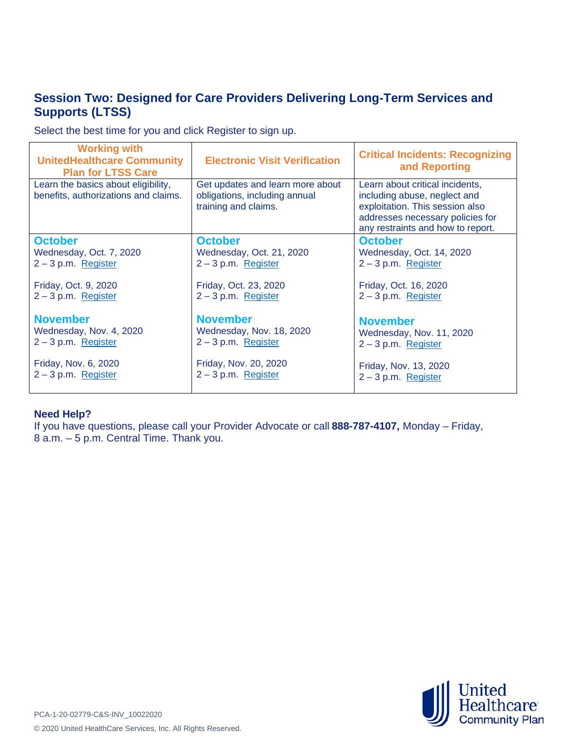## Session Two: Designed for Care Providers Delivering Long-Term Services and Supports (LTSS)

Select the best time for you and click Register to sign up.

| Working with UnitedHealthcare Community Plan for LTSS Care | Electronic Visit Verification | Critical Incidents: Recognizing and Reporting |
|---|---|---|
| Learn the basics about eligibility, benefits, authorizations and claims. | Get updates and learn more about obligations, including annual training and claims. | Learn about critical incidents, including abuse, neglect and exploitation. This session also addresses necessary policies for any restraints and how to report. |
| **October**<br>Wednesday, Oct. 7, 2020<br>2 – 3 p.m. Register<br><br>Friday, Oct. 9, 2020<br>2 – 3 p.m. Register<br><br>**November**<br>Wednesday, Nov. 4, 2020<br>2 – 3 p.m. Register<br><br>Friday, Nov. 6, 2020<br>2 – 3 p.m. Register | **October**<br>Wednesday, Oct. 21, 2020<br>2 – 3 p.m. Register<br><br>Friday, Oct. 23, 2020<br>2 – 3 p.m. Register<br><br>**November**<br>Wednesday, Nov. 18, 2020<br>2 – 3 p.m. Register<br><br>Friday, Nov. 20, 2020<br>2 – 3 p.m. Register | **October**<br>Wednesday, Oct. 14, 2020<br>2 – 3 p.m. Register<br><br>Friday, Oct. 16, 2020<br>2 – 3 p.m. Register<br><br>**November**<br>Wednesday, Nov. 11, 2020<br>2 – 3 p.m. Register<br><br>Friday, Nov. 13, 2020<br>2 – 3 p.m. Register |

**Need Help?**
If you have questions, please call your Provider Advocate or call **888-787-4107,** Monday – Friday, 8 a.m. – 5 p.m. Central Time. Thank you.

PCA-1-20-02779-C&S-INV_10022020

© 2020 United HealthCare Services, Inc. All Rights Reserved.

United Healthcare Community Plan